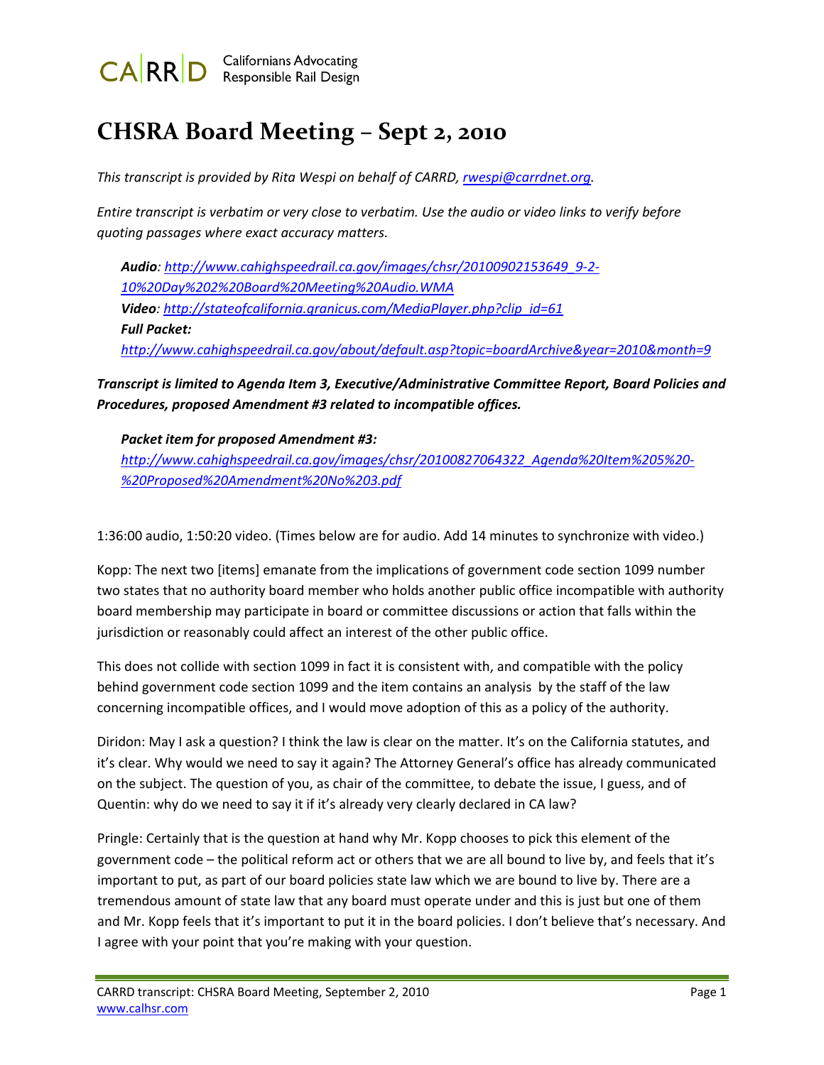CA|RR|D Californians Advocating Responsible Rail Design

# CHSRA Board Meeting – Sept 2, 2010

*This transcript is provided by Rita Wespi on behalf of CARRD, rwespi@carrdnet.org.*

*Entire transcript is verbatim or very close to verbatim. Use the audio or video links to verify before quoting passages where exact accuracy matters.*

> ***Audio**: http://www.cahighspeedrail.ca.gov/images/chsr/20100902153649_9-2-10%20Day%202%20Board%20Meeting%20Audio.WMA*
> ***Video**: http://stateofcalifornia.granicus.com/MediaPlayer.php?clip_id=61*
> ***Full Packet:***
> *http://www.cahighspeedrail.ca.gov/about/default.asp?topic=boardArchive&year=2010&month=9*

***Transcript is limited to Agenda Item 3, Executive/Administrative Committee Report, Board Policies and Procedures, proposed Amendment #3 related to incompatible offices.***

> ***Packet item for proposed Amendment #3:***
> *http://www.cahighspeedrail.ca.gov/images/chsr/20100827064322_Agenda%20Item%205%20-%20Proposed%20Amendment%20No%203.pdf*

1:36:00 audio, 1:50:20 video. (Times below are for audio. Add 14 minutes to synchronize with video.)

Kopp: The next two [items] emanate from the implications of government code section 1099 number two states that no authority board member who holds another public office incompatible with authority board membership may participate in board or committee discussions or action that falls within the jurisdiction or reasonably could affect an interest of the other public office.

This does not collide with section 1099 in fact it is consistent with, and compatible with the policy behind government code section 1099 and the item contains an analysis by the staff of the law concerning incompatible offices, and I would move adoption of this as a policy of the authority.

Diridon: May I ask a question? I think the law is clear on the matter. It's on the California statutes, and it's clear. Why would we need to say it again? The Attorney General's office has already communicated on the subject. The question of you, as chair of the committee, to debate the issue, I guess, and of Quentin: why do we need to say it if it's already very clearly declared in CA law?

Pringle: Certainly that is the question at hand why Mr. Kopp chooses to pick this element of the government code – the political reform act or others that we are all bound to live by, and feels that it's important to put, as part of our board policies state law which we are bound to live by. There are a tremendous amount of state law that any board must operate under and this is just but one of them and Mr. Kopp feels that it's important to put it in the board policies. I don't believe that's necessary. And I agree with your point that you're making with your question.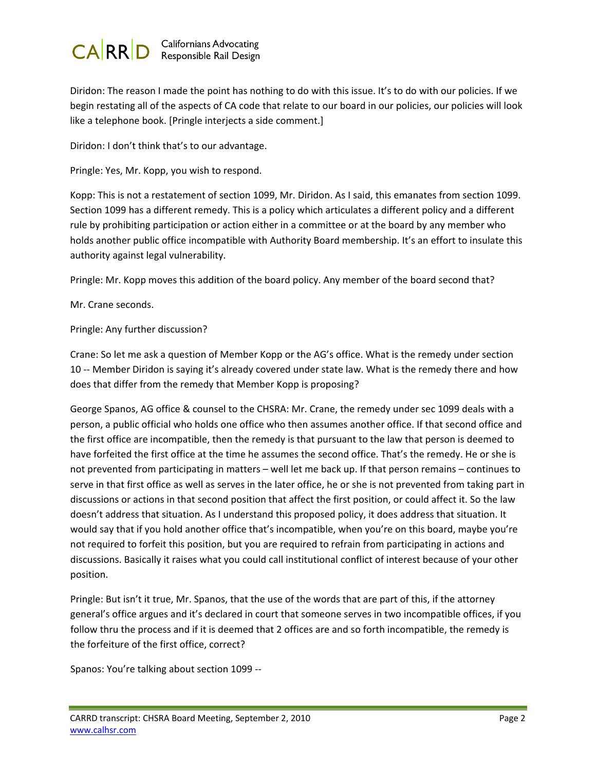Diridon: The reason I made the point has nothing to do with this issue. It's to do with our policies. If we begin restating all of the aspects of CA code that relate to our board in our policies, our policies will look like a telephone book. [Pringle interjects a side comment.]

Diridon: I don't think that's to our advantage.

Pringle: Yes, Mr. Kopp, you wish to respond.

Kopp: This is not a restatement of section 1099, Mr. Diridon. As I said, this emanates from section 1099. Section 1099 has a different remedy. This is a policy which articulates a different policy and a different rule by prohibiting participation or action either in a committee or at the board by any member who holds another public office incompatible with Authority Board membership. It's an effort to insulate this authority against legal vulnerability.

Pringle: Mr. Kopp moves this addition of the board policy. Any member of the board second that?

Mr. Crane seconds.

Pringle: Any further discussion?

Crane: So let me ask a question of Member Kopp or the AG's office. What is the remedy under section 10 -- Member Diridon is saying it's already covered under state law. What is the remedy there and how does that differ from the remedy that Member Kopp is proposing?

George Spanos, AG office & counsel to the CHSRA: Mr. Crane, the remedy under sec 1099 deals with a person, a public official who holds one office who then assumes another office. If that second office and the first office are incompatible, then the remedy is that pursuant to the law that person is deemed to have forfeited the first office at the time he assumes the second office. That's the remedy. He or she is not prevented from participating in matters – well let me back up. If that person remains – continues to serve in that first office as well as serves in the later office, he or she is not prevented from taking part in discussions or actions in that second position that affect the first position, or could affect it. So the law doesn't address that situation. As I understand this proposed policy, it does address that situation. It would say that if you hold another office that's incompatible, when you're on this board, maybe you're not required to forfeit this position, but you are required to refrain from participating in actions and discussions. Basically it raises what you could call institutional conflict of interest because of your other position.

Pringle: But isn't it true, Mr. Spanos, that the use of the words that are part of this, if the attorney general's office argues and it's declared in court that someone serves in two incompatible offices, if you follow thru the process and if it is deemed that 2 offices are and so forth incompatible, the remedy is the forfeiture of the first office, correct?

Spanos: You're talking about section 1099 --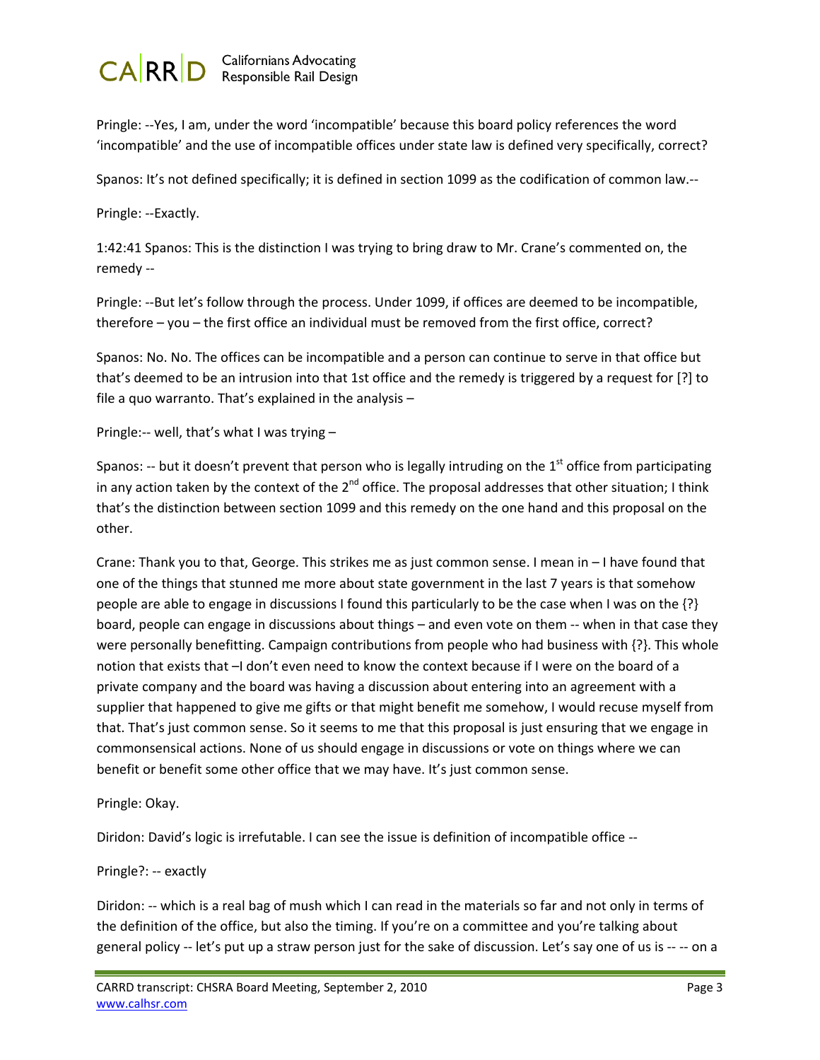Pringle: --Yes, I am, under the word 'incompatible' because this board policy references the word 'incompatible' and the use of incompatible offices under state law is defined very specifically, correct?

Spanos: It's not defined specifically; it is defined in section 1099 as the codification of common law.--

Pringle: --Exactly.

1:42:41 Spanos: This is the distinction I was trying to bring draw to Mr. Crane's commented on, the remedy --

Pringle: --But let's follow through the process. Under 1099, if offices are deemed to be incompatible, therefore – you – the first office an individual must be removed from the first office, correct?

Spanos: No. No. The offices can be incompatible and a person can continue to serve in that office but that's deemed to be an intrusion into that 1st office and the remedy is triggered by a request for [?] to file a quo warranto. That's explained in the analysis –

Pringle:-- well, that's what I was trying –

Spanos: -- but it doesn't prevent that person who is legally intruding on the 1st office from participating in any action taken by the context of the 2nd office. The proposal addresses that other situation; I think that's the distinction between section 1099 and this remedy on the one hand and this proposal on the other.

Crane: Thank you to that, George. This strikes me as just common sense. I mean in – I have found that one of the things that stunned me more about state government in the last 7 years is that somehow people are able to engage in discussions I found this particularly to be the case when I was on the {?} board, people can engage in discussions about things – and even vote on them -- when in that case they were personally benefitting. Campaign contributions from people who had business with {?}. This whole notion that exists that –I don't even need to know the context because if I were on the board of a private company and the board was having a discussion about entering into an agreement with a supplier that happened to give me gifts or that might benefit me somehow, I would recuse myself from that. That's just common sense. So it seems to me that this proposal is just ensuring that we engage in commonsensical actions. None of us should engage in discussions or vote on things where we can benefit or benefit some other office that we may have. It's just common sense.

Pringle: Okay.

Diridon: David's logic is irrefutable. I can see the issue is definition of incompatible office --

Pringle?: -- exactly

Diridon: -- which is a real bag of mush which I can read in the materials so far and not only in terms of the definition of the office, but also the timing. If you're on a committee and you're talking about general policy -- let's put up a straw person just for the sake of discussion. Let's say one of us is -- -- on a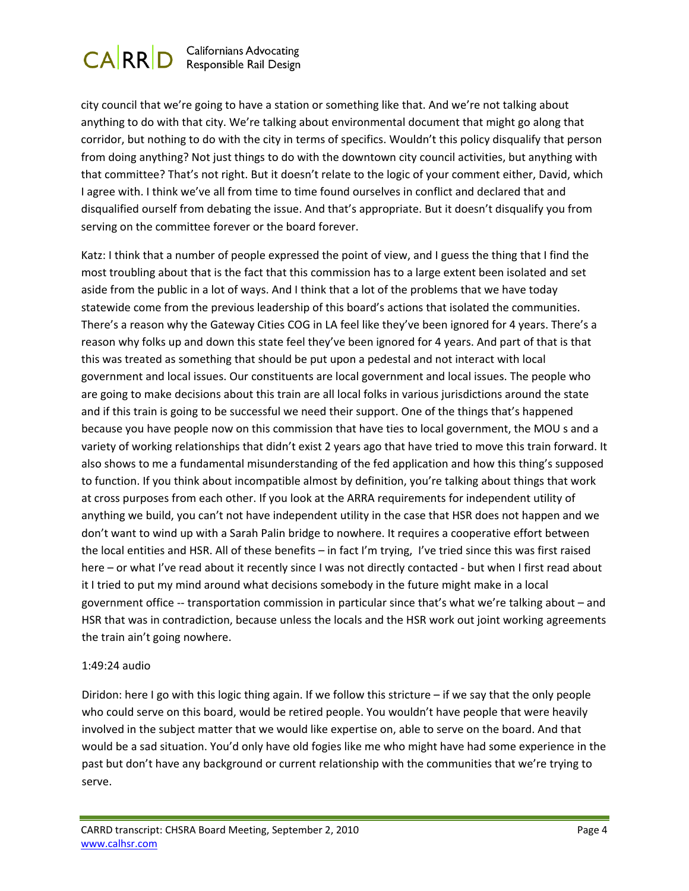city council that we're going to have a station or something like that. And we're not talking about anything to do with that city. We're talking about environmental document that might go along that corridor, but nothing to do with the city in terms of specifics. Wouldn't this policy disqualify that person from doing anything? Not just things to do with the downtown city council activities, but anything with that committee? That's not right. But it doesn't relate to the logic of your comment either, David, which I agree with. I think we've all from time to time found ourselves in conflict and declared that and disqualified ourself from debating the issue. And that's appropriate. But it doesn't disqualify you from serving on the committee forever or the board forever.

Katz: I think that a number of people expressed the point of view, and I guess the thing that I find the most troubling about that is the fact that this commission has to a large extent been isolated and set aside from the public in a lot of ways. And I think that a lot of the problems that we have today statewide come from the previous leadership of this board's actions that isolated the communities. There's a reason why the Gateway Cities COG in LA feel like they've been ignored for 4 years. There's a reason why folks up and down this state feel they've been ignored for 4 years. And part of that is that this was treated as something that should be put upon a pedestal and not interact with local government and local issues. Our constituents are local government and local issues. The people who are going to make decisions about this train are all local folks in various jurisdictions around the state and if this train is going to be successful we need their support. One of the things that's happened because you have people now on this commission that have ties to local government, the MOU s and a variety of working relationships that didn't exist 2 years ago that have tried to move this train forward. It also shows to me a fundamental misunderstanding of the fed application and how this thing's supposed to function. If you think about incompatible almost by definition, you're talking about things that work at cross purposes from each other. If you look at the ARRA requirements for independent utility of anything we build, you can't not have independent utility in the case that HSR does not happen and we don't want to wind up with a Sarah Palin bridge to nowhere. It requires a cooperative effort between the local entities and HSR. All of these benefits – in fact I'm trying, I've tried since this was first raised here – or what I've read about it recently since I was not directly contacted - but when I first read about it I tried to put my mind around what decisions somebody in the future might make in a local government office -- transportation commission in particular since that's what we're talking about – and HSR that was in contradiction, because unless the locals and the HSR work out joint working agreements the train ain't going nowhere.

1:49:24 audio

Diridon: here I go with this logic thing again. If we follow this stricture – if we say that the only people who could serve on this board, would be retired people. You wouldn't have people that were heavily involved in the subject matter that we would like expertise on, able to serve on the board. And that would be a sad situation. You'd only have old fogies like me who might have had some experience in the past but don't have any background or current relationship with the communities that we're trying to serve.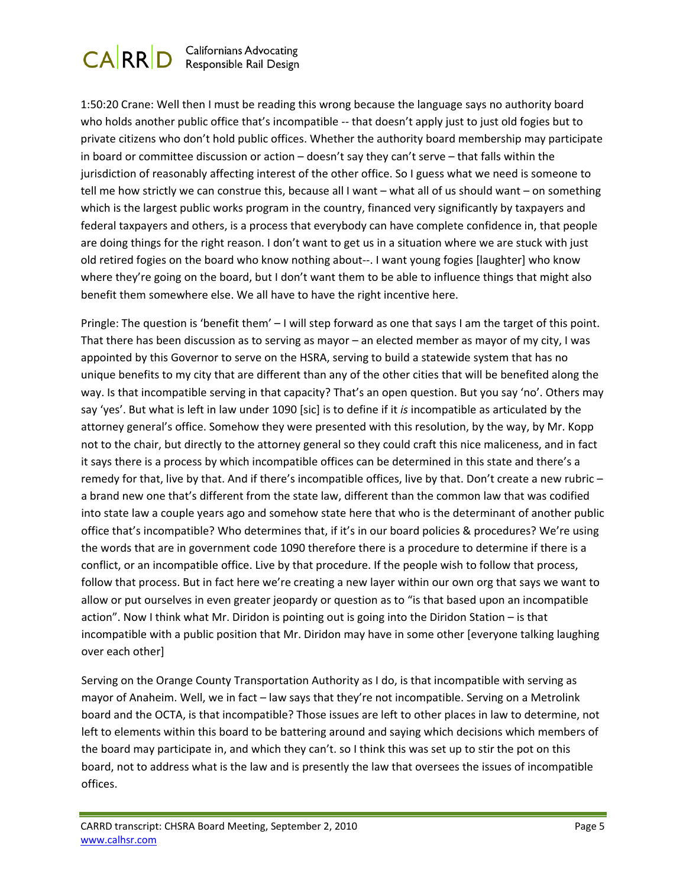1:50:20 Crane: Well then I must be reading this wrong because the language says no authority board who holds another public office that's incompatible -- that doesn't apply just to just old fogies but to private citizens who don't hold public offices. Whether the authority board membership may participate in board or committee discussion or action – doesn't say they can't serve – that falls within the jurisdiction of reasonably affecting interest of the other office. So I guess what we need is someone to tell me how strictly we can construe this, because all I want – what all of us should want – on something which is the largest public works program in the country, financed very significantly by taxpayers and federal taxpayers and others, is a process that everybody can have complete confidence in, that people are doing things for the right reason. I don't want to get us in a situation where we are stuck with just old retired fogies on the board who know nothing about--. I want young fogies [laughter] who know where they're going on the board, but I don't want them to be able to influence things that might also benefit them somewhere else. We all have to have the right incentive here.

Pringle: The question is 'benefit them' – I will step forward as one that says I am the target of this point. That there has been discussion as to serving as mayor – an elected member as mayor of my city, I was appointed by this Governor to serve on the HSRA, serving to build a statewide system that has no unique benefits to my city that are different than any of the other cities that will be benefited along the way. Is that incompatible serving in that capacity? That's an open question. But you say 'no'. Others may say 'yes'. But what is left in law under 1090 [sic] is to define if it *is* incompatible as articulated by the attorney general's office. Somehow they were presented with this resolution, by the way, by Mr. Kopp not to the chair, but directly to the attorney general so they could craft this nice maliceness, and in fact it says there is a process by which incompatible offices can be determined in this state and there's a remedy for that, live by that. And if there's incompatible offices, live by that. Don't create a new rubric – a brand new one that's different from the state law, different than the common law that was codified into state law a couple years ago and somehow state here that who is the determinant of another public office that's incompatible? Who determines that, if it's in our board policies & procedures? We're using the words that are in government code 1090 therefore there is a procedure to determine if there is a conflict, or an incompatible office. Live by that procedure. If the people wish to follow that process, follow that process. But in fact here we're creating a new layer within our own org that says we want to allow or put ourselves in even greater jeopardy or question as to "is that based upon an incompatible action". Now I think what Mr. Diridon is pointing out is going into the Diridon Station – is that incompatible with a public position that Mr. Diridon may have in some other [everyone talking laughing over each other]

Serving on the Orange County Transportation Authority as I do, is that incompatible with serving as mayor of Anaheim. Well, we in fact – law says that they're not incompatible. Serving on a Metrolink board and the OCTA, is that incompatible? Those issues are left to other places in law to determine, not left to elements within this board to be battering around and saying which decisions which members of the board may participate in, and which they can't. so I think this was set up to stir the pot on this board, not to address what is the law and is presently the law that oversees the issues of incompatible offices.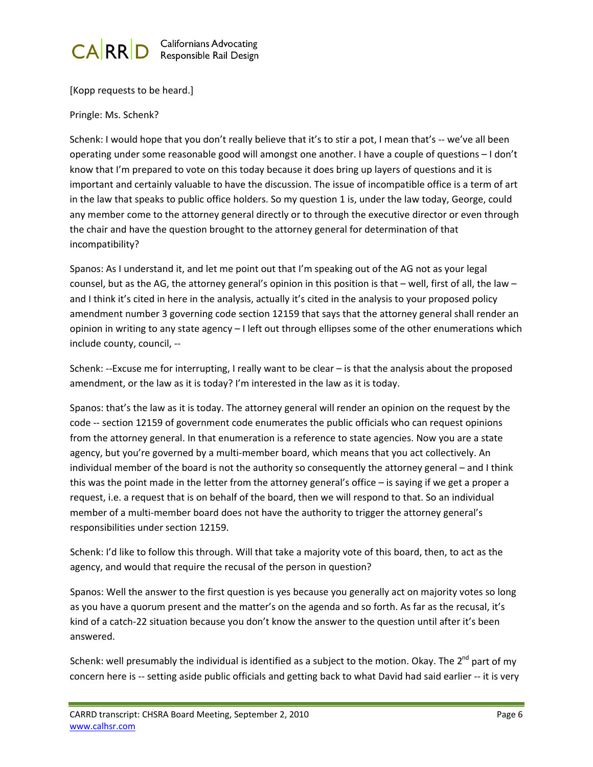[Kopp requests to be heard.]

Pringle: Ms. Schenk?

Schenk: I would hope that you don't really believe that it's to stir a pot, I mean that's -- we've all been operating under some reasonable good will amongst one another. I have a couple of questions – I don't know that I'm prepared to vote on this today because it does bring up layers of questions and it is important and certainly valuable to have the discussion. The issue of incompatible office is a term of art in the law that speaks to public office holders. So my question 1 is, under the law today, George, could any member come to the attorney general directly or to through the executive director or even through the chair and have the question brought to the attorney general for determination of that incompatibility?

Spanos: As I understand it, and let me point out that I'm speaking out of the AG not as your legal counsel, but as the AG, the attorney general's opinion in this position is that – well, first of all, the law – and I think it's cited in here in the analysis, actually it's cited in the analysis to your proposed policy amendment number 3 governing code section 12159 that says that the attorney general shall render an opinion in writing to any state agency – I left out through ellipses some of the other enumerations which include county, council, --

Schenk: --Excuse me for interrupting, I really want to be clear – is that the analysis about the proposed amendment, or the law as it is today? I'm interested in the law as it is today.

Spanos: that's the law as it is today. The attorney general will render an opinion on the request by the code -- section 12159 of government code enumerates the public officials who can request opinions from the attorney general. In that enumeration is a reference to state agencies. Now you are a state agency, but you're governed by a multi-member board, which means that you act collectively. An individual member of the board is not the authority so consequently the attorney general – and I think this was the point made in the letter from the attorney general's office – is saying if we get a proper a request, i.e. a request that is on behalf of the board, then we will respond to that. So an individual member of a multi-member board does not have the authority to trigger the attorney general's responsibilities under section 12159.

Schenk: I'd like to follow this through. Will that take a majority vote of this board, then, to act as the agency, and would that require the recusal of the person in question?

Spanos: Well the answer to the first question is yes because you generally act on majority votes so long as you have a quorum present and the matter's on the agenda and so forth. As far as the recusal, it's kind of a catch-22 situation because you don't know the answer to the question until after it's been answered.

Schenk: well presumably the individual is identified as a subject to the motion. Okay. The 2nd part of my concern here is -- setting aside public officials and getting back to what David had said earlier -- it is very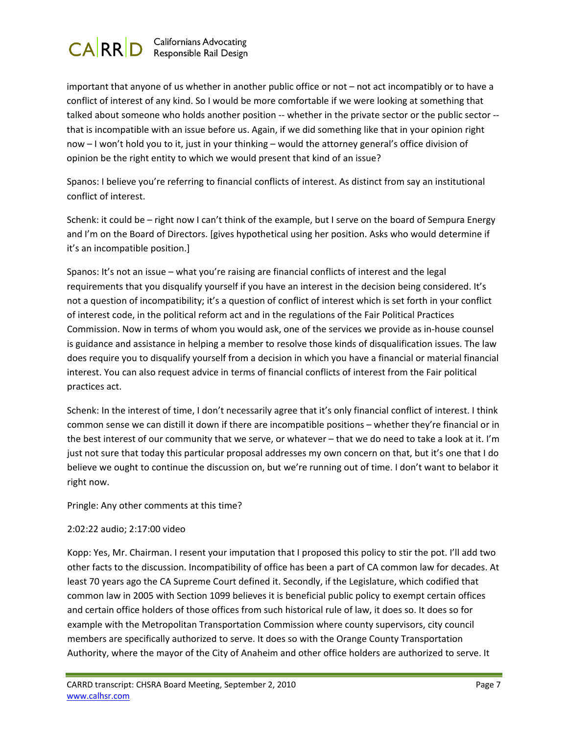important that anyone of us whether in another public office or not – not act incompatibly or to have a conflict of interest of any kind. So I would be more comfortable if we were looking at something that talked about someone who holds another position -- whether in the private sector or the public sector -- that is incompatible with an issue before us. Again, if we did something like that in your opinion right now – I won't hold you to it, just in your thinking – would the attorney general's office division of opinion be the right entity to which we would present that kind of an issue?

Spanos: I believe you're referring to financial conflicts of interest. As distinct from say an institutional conflict of interest.

Schenk: it could be – right now I can't think of the example, but I serve on the board of Sempura Energy and I'm on the Board of Directors. [gives hypothetical using her position. Asks who would determine if it's an incompatible position.]

Spanos: It's not an issue – what you're raising are financial conflicts of interest and the legal requirements that you disqualify yourself if you have an interest in the decision being considered. It's not a question of incompatibility; it's a question of conflict of interest which is set forth in your conflict of interest code, in the political reform act and in the regulations of the Fair Political Practices Commission. Now in terms of whom you would ask, one of the services we provide as in-house counsel is guidance and assistance in helping a member to resolve those kinds of disqualification issues. The law does require you to disqualify yourself from a decision in which you have a financial or material financial interest. You can also request advice in terms of financial conflicts of interest from the Fair political practices act.

Schenk: In the interest of time, I don't necessarily agree that it's only financial conflict of interest. I think common sense we can distill it down if there are incompatible positions – whether they're financial or in the best interest of our community that we serve, or whatever – that we do need to take a look at it. I'm just not sure that today this particular proposal addresses my own concern on that, but it's one that I do believe we ought to continue the discussion on, but we're running out of time. I don't want to belabor it right now.

Pringle: Any other comments at this time?

2:02:22 audio; 2:17:00 video

Kopp: Yes, Mr. Chairman. I resent your imputation that I proposed this policy to stir the pot. I'll add two other facts to the discussion. Incompatibility of office has been a part of CA common law for decades. At least 70 years ago the CA Supreme Court defined it. Secondly, if the Legislature, which codified that common law in 2005 with Section 1099 believes it is beneficial public policy to exempt certain offices and certain office holders of those offices from such historical rule of law, it does so. It does so for example with the Metropolitan Transportation Commission where county supervisors, city council members are specifically authorized to serve. It does so with the Orange County Transportation Authority, where the mayor of the City of Anaheim and other office holders are authorized to serve. It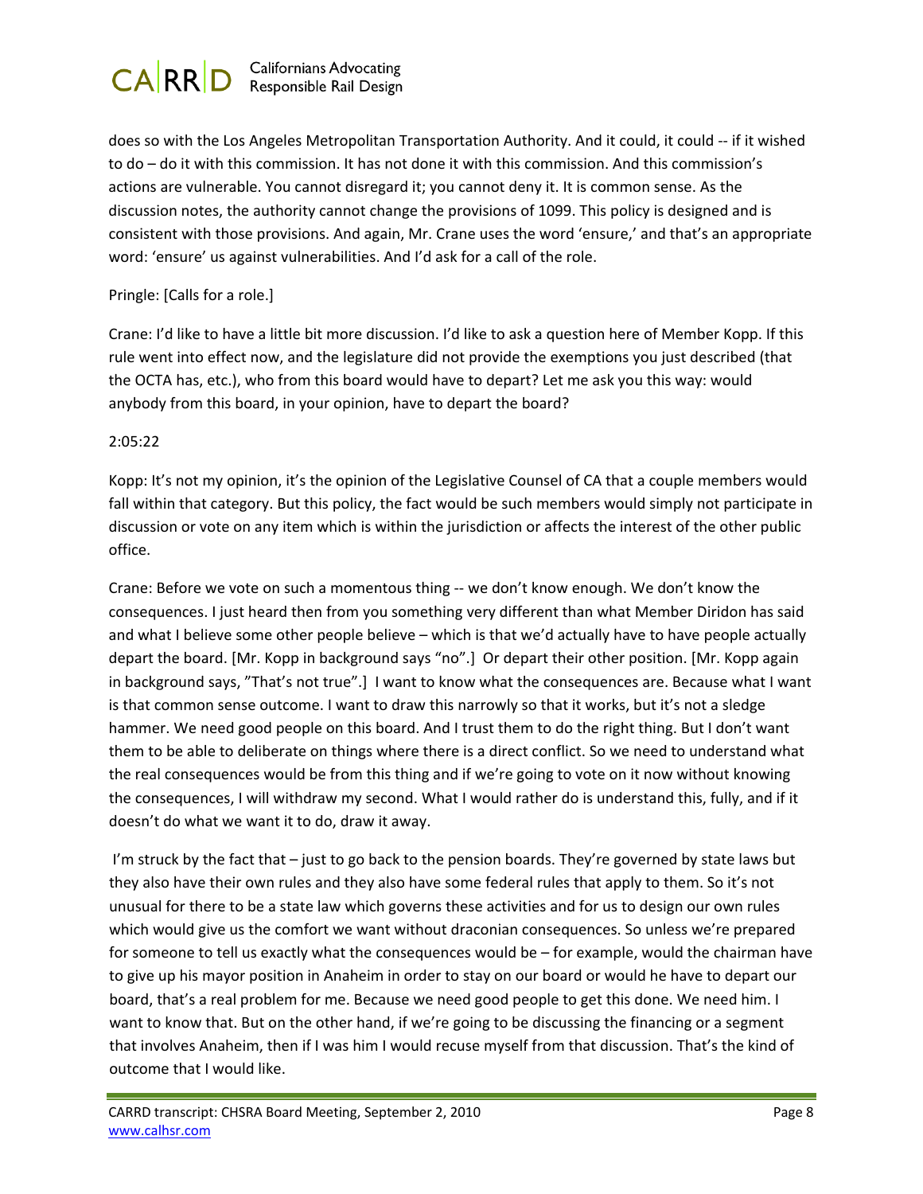does so with the Los Angeles Metropolitan Transportation Authority. And it could, it could -- if it wished to do – do it with this commission. It has not done it with this commission. And this commission's actions are vulnerable. You cannot disregard it; you cannot deny it. It is common sense. As the discussion notes, the authority cannot change the provisions of 1099. This policy is designed and is consistent with those provisions. And again, Mr. Crane uses the word 'ensure,' and that's an appropriate word: 'ensure' us against vulnerabilities. And I'd ask for a call of the role.

Pringle: [Calls for a role.]

Crane: I'd like to have a little bit more discussion. I'd like to ask a question here of Member Kopp. If this rule went into effect now, and the legislature did not provide the exemptions you just described (that the OCTA has, etc.), who from this board would have to depart? Let me ask you this way: would anybody from this board, in your opinion, have to depart the board?

2:05:22

Kopp: It's not my opinion, it's the opinion of the Legislative Counsel of CA that a couple members would fall within that category. But this policy, the fact would be such members would simply not participate in discussion or vote on any item which is within the jurisdiction or affects the interest of the other public office.

Crane: Before we vote on such a momentous thing -- we don't know enough. We don't know the consequences. I just heard then from you something very different than what Member Diridon has said and what I believe some other people believe – which is that we'd actually have to have people actually depart the board. [Mr. Kopp in background says "no".] Or depart their other position. [Mr. Kopp again in background says, "That's not true".] I want to know what the consequences are. Because what I want is that common sense outcome. I want to draw this narrowly so that it works, but it's not a sledge hammer. We need good people on this board. And I trust them to do the right thing. But I don't want them to be able to deliberate on things where there is a direct conflict. So we need to understand what the real consequences would be from this thing and if we're going to vote on it now without knowing the consequences, I will withdraw my second. What I would rather do is understand this, fully, and if it doesn't do what we want it to do, draw it away.

I'm struck by the fact that – just to go back to the pension boards. They're governed by state laws but they also have their own rules and they also have some federal rules that apply to them. So it's not unusual for there to be a state law which governs these activities and for us to design our own rules which would give us the comfort we want without draconian consequences. So unless we're prepared for someone to tell us exactly what the consequences would be – for example, would the chairman have to give up his mayor position in Anaheim in order to stay on our board or would he have to depart our board, that's a real problem for me. Because we need good people to get this done. We need him. I want to know that. But on the other hand, if we're going to be discussing the financing or a segment that involves Anaheim, then if I was him I would recuse myself from that discussion. That's the kind of outcome that I would like.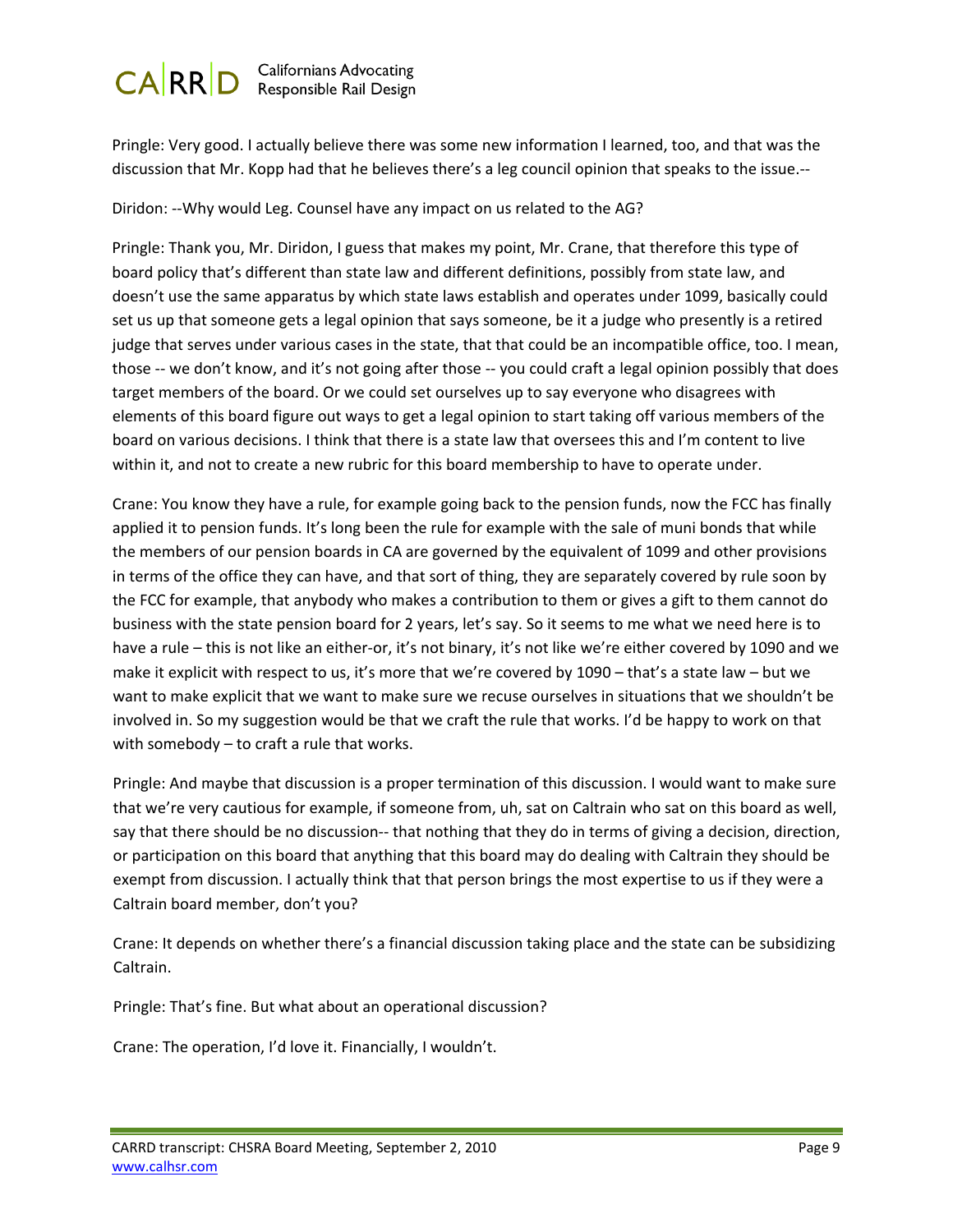Pringle: Very good. I actually believe there was some new information I learned, too, and that was the discussion that Mr. Kopp had that he believes there's a leg council opinion that speaks to the issue.--

Diridon: --Why would Leg. Counsel have any impact on us related to the AG?

Pringle: Thank you, Mr. Diridon, I guess that makes my point, Mr. Crane, that therefore this type of board policy that's different than state law and different definitions, possibly from state law, and doesn't use the same apparatus by which state laws establish and operates under 1099, basically could set us up that someone gets a legal opinion that says someone, be it a judge who presently is a retired judge that serves under various cases in the state, that that could be an incompatible office, too. I mean, those -- we don't know, and it's not going after those -- you could craft a legal opinion possibly that does target members of the board. Or we could set ourselves up to say everyone who disagrees with elements of this board figure out ways to get a legal opinion to start taking off various members of the board on various decisions. I think that there is a state law that oversees this and I'm content to live within it, and not to create a new rubric for this board membership to have to operate under.

Crane: You know they have a rule, for example going back to the pension funds, now the FCC has finally applied it to pension funds. It's long been the rule for example with the sale of muni bonds that while the members of our pension boards in CA are governed by the equivalent of 1099 and other provisions in terms of the office they can have, and that sort of thing, they are separately covered by rule soon by the FCC for example, that anybody who makes a contribution to them or gives a gift to them cannot do business with the state pension board for 2 years, let's say. So it seems to me what we need here is to have a rule – this is not like an either-or, it's not binary, it's not like we're either covered by 1090 and we make it explicit with respect to us, it's more that we're covered by 1090 – that's a state law – but we want to make explicit that we want to make sure we recuse ourselves in situations that we shouldn't be involved in. So my suggestion would be that we craft the rule that works. I'd be happy to work on that with somebody – to craft a rule that works.

Pringle: And maybe that discussion is a proper termination of this discussion. I would want to make sure that we're very cautious for example, if someone from, uh, sat on Caltrain who sat on this board as well, say that there should be no discussion-- that nothing that they do in terms of giving a decision, direction, or participation on this board that anything that this board may do dealing with Caltrain they should be exempt from discussion. I actually think that that person brings the most expertise to us if they were a Caltrain board member, don't you?

Crane: It depends on whether there's a financial discussion taking place and the state can be subsidizing Caltrain.

Pringle: That's fine. But what about an operational discussion?

Crane: The operation, I'd love it. Financially, I wouldn't.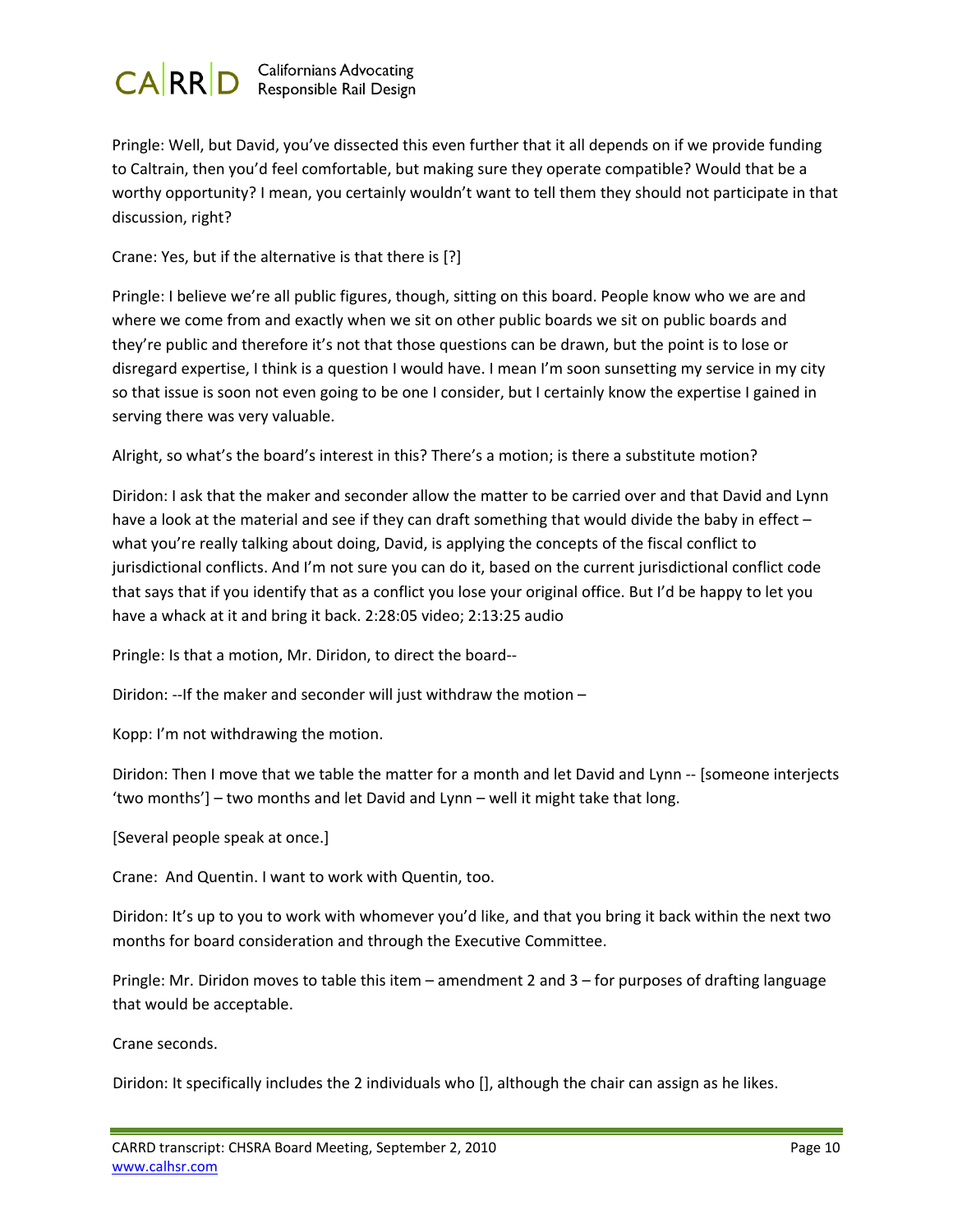Pringle: Well, but David, you've dissected this even further that it all depends on if we provide funding to Caltrain, then you'd feel comfortable, but making sure they operate compatible? Would that be a worthy opportunity? I mean, you certainly wouldn't want to tell them they should not participate in that discussion, right?

Crane: Yes, but if the alternative is that there is [?]

Pringle: I believe we're all public figures, though, sitting on this board. People know who we are and where we come from and exactly when we sit on other public boards we sit on public boards and they're public and therefore it's not that those questions can be drawn, but the point is to lose or disregard expertise, I think is a question I would have. I mean I'm soon sunsetting my service in my city so that issue is soon not even going to be one I consider, but I certainly know the expertise I gained in serving there was very valuable.

Alright, so what's the board's interest in this? There's a motion; is there a substitute motion?

Diridon: I ask that the maker and seconder allow the matter to be carried over and that David and Lynn have a look at the material and see if they can draft something that would divide the baby in effect – what you're really talking about doing, David, is applying the concepts of the fiscal conflict to jurisdictional conflicts. And I'm not sure you can do it, based on the current jurisdictional conflict code that says that if you identify that as a conflict you lose your original office. But I'd be happy to let you have a whack at it and bring it back. 2:28:05 video; 2:13:25 audio

Pringle: Is that a motion, Mr. Diridon, to direct the board--

Diridon: --If the maker and seconder will just withdraw the motion –

Kopp: I'm not withdrawing the motion.

Diridon: Then I move that we table the matter for a month and let David and Lynn -- [someone interjects 'two months'] – two months and let David and Lynn – well it might take that long.

[Several people speak at once.]

Crane: And Quentin. I want to work with Quentin, too.

Diridon: It's up to you to work with whomever you'd like, and that you bring it back within the next two months for board consideration and through the Executive Committee.

Pringle: Mr. Diridon moves to table this item – amendment 2 and 3 – for purposes of drafting language that would be acceptable.

Crane seconds.

Diridon: It specifically includes the 2 individuals who [], although the chair can assign as he likes.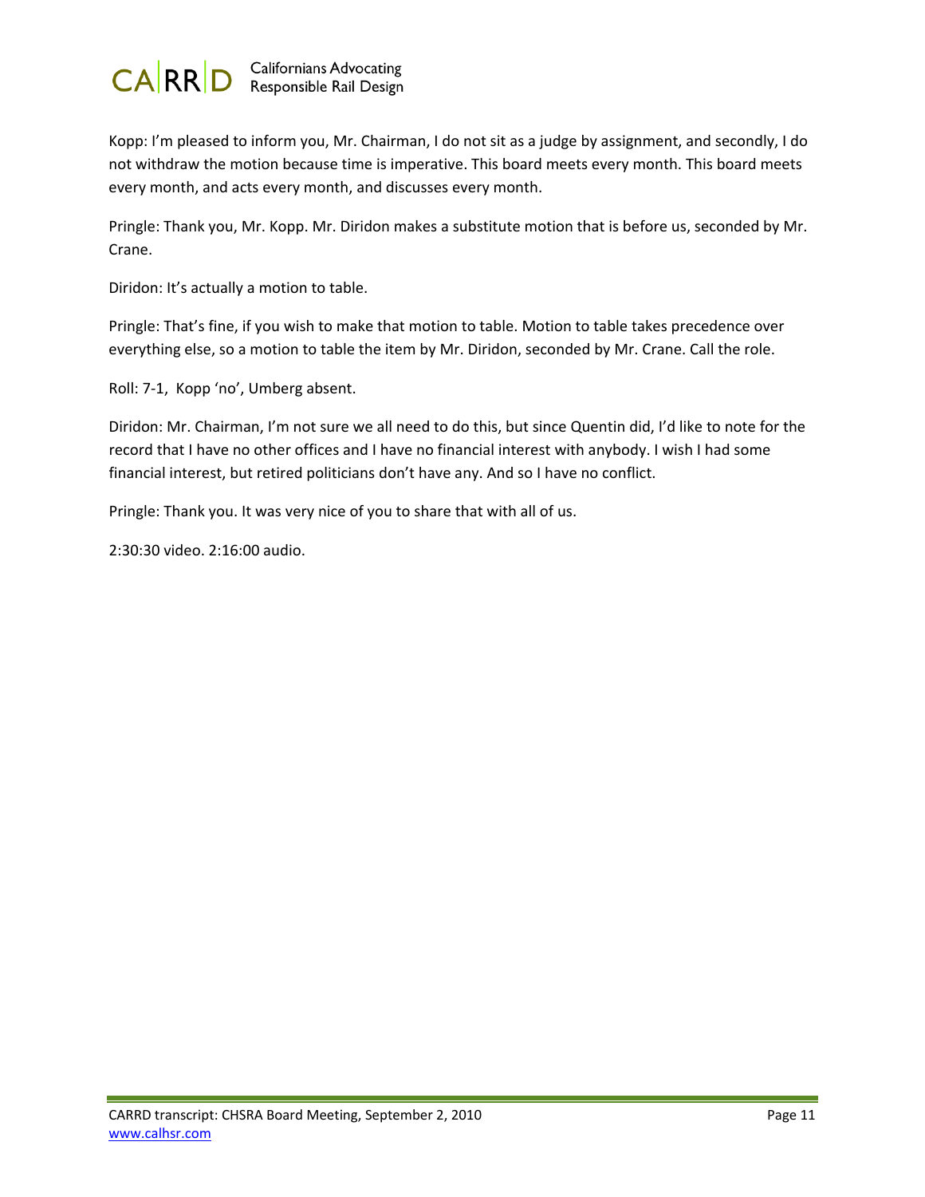Kopp: I'm pleased to inform you, Mr. Chairman, I do not sit as a judge by assignment, and secondly, I do not withdraw the motion because time is imperative. This board meets every month. This board meets every month, and acts every month, and discusses every month.

Pringle: Thank you, Mr. Kopp. Mr. Diridon makes a substitute motion that is before us, seconded by Mr. Crane.

Diridon: It's actually a motion to table.

Pringle: That's fine, if you wish to make that motion to table. Motion to table takes precedence over everything else, so a motion to table the item by Mr. Diridon, seconded by Mr. Crane. Call the role.

Roll: 7-1, Kopp 'no', Umberg absent.

Diridon: Mr. Chairman, I'm not sure we all need to do this, but since Quentin did, I'd like to note for the record that I have no other offices and I have no financial interest with anybody. I wish I had some financial interest, but retired politicians don't have any. And so I have no conflict.

Pringle: Thank you. It was very nice of you to share that with all of us.

2:30:30 video. 2:16:00 audio.